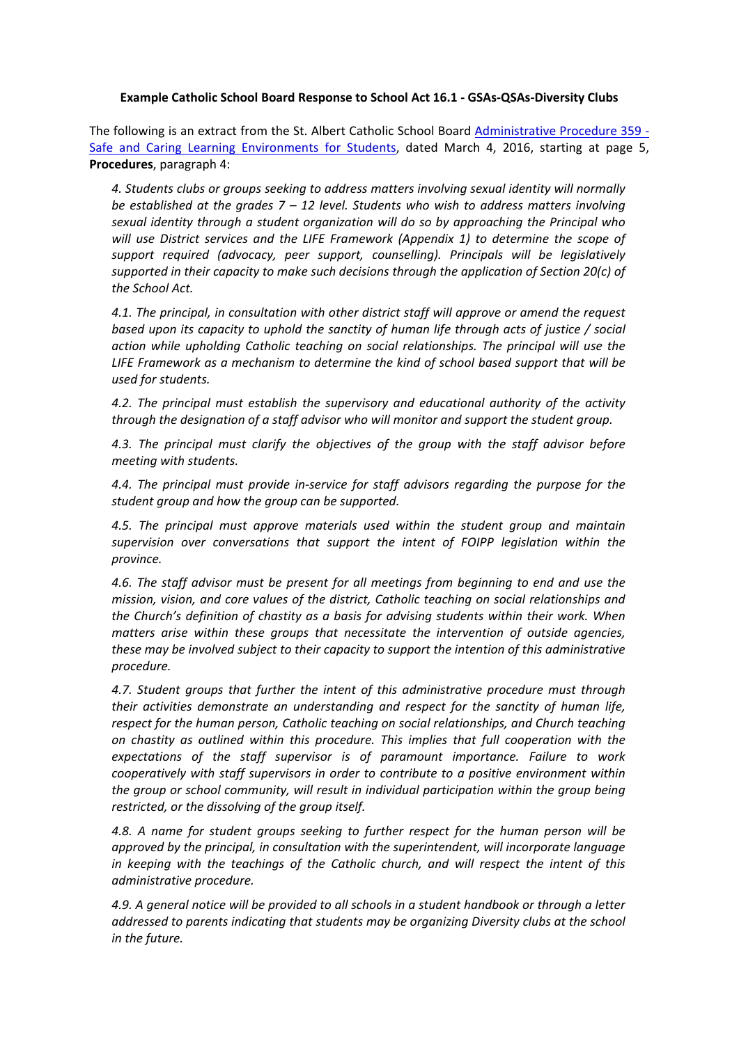**Example Catholic School Board Response to School Act 16.1 - GSAs-QSAs-Diversity Clubs**

The following is an extract from the St. Albert Catholic School Board [Administrative Procedure 359 - Safe and Caring Learning Environments for Students](), dated March 4, 2016, starting at page 5, **Procedures**, paragraph 4:

> *4. Students clubs or groups seeking to address matters involving sexual identity will normally be established at the grades 7 – 12 level. Students who wish to address matters involving sexual identity through a student organization will do so by approaching the Principal who will use District services and the LIFE Framework (Appendix 1) to determine the scope of support required (advocacy, peer support, counselling). Principals will be legislatively supported in their capacity to make such decisions through the application of Section 20(c) of the School Act.*
>
> *4.1. The principal, in consultation with other district staff will approve or amend the request based upon its capacity to uphold the sanctity of human life through acts of justice / social action while upholding Catholic teaching on social relationships. The principal will use the LIFE Framework as a mechanism to determine the kind of school based support that will be used for students.*
>
> *4.2. The principal must establish the supervisory and educational authority of the activity through the designation of a staff advisor who will monitor and support the student group.*
>
> *4.3. The principal must clarify the objectives of the group with the staff advisor before meeting with students.*
>
> *4.4. The principal must provide in-service for staff advisors regarding the purpose for the student group and how the group can be supported.*
>
> *4.5. The principal must approve materials used within the student group and maintain supervision over conversations that support the intent of FOIPP legislation within the province.*
>
> *4.6. The staff advisor must be present for all meetings from beginning to end and use the mission, vision, and core values of the district, Catholic teaching on social relationships and the Church's definition of chastity as a basis for advising students within their work. When matters arise within these groups that necessitate the intervention of outside agencies, these may be involved subject to their capacity to support the intention of this administrative procedure.*
>
> *4.7. Student groups that further the intent of this administrative procedure must through their activities demonstrate an understanding and respect for the sanctity of human life, respect for the human person, Catholic teaching on social relationships, and Church teaching on chastity as outlined within this procedure. This implies that full cooperation with the expectations of the staff supervisor is of paramount importance. Failure to work cooperatively with staff supervisors in order to contribute to a positive environment within the group or school community, will result in individual participation within the group being restricted, or the dissolving of the group itself.*
>
> *4.8. A name for student groups seeking to further respect for the human person will be approved by the principal, in consultation with the superintendent, will incorporate language in keeping with the teachings of the Catholic church, and will respect the intent of this administrative procedure.*
>
> *4.9. A general notice will be provided to all schools in a student handbook or through a letter addressed to parents indicating that students may be organizing Diversity clubs at the school in the future.*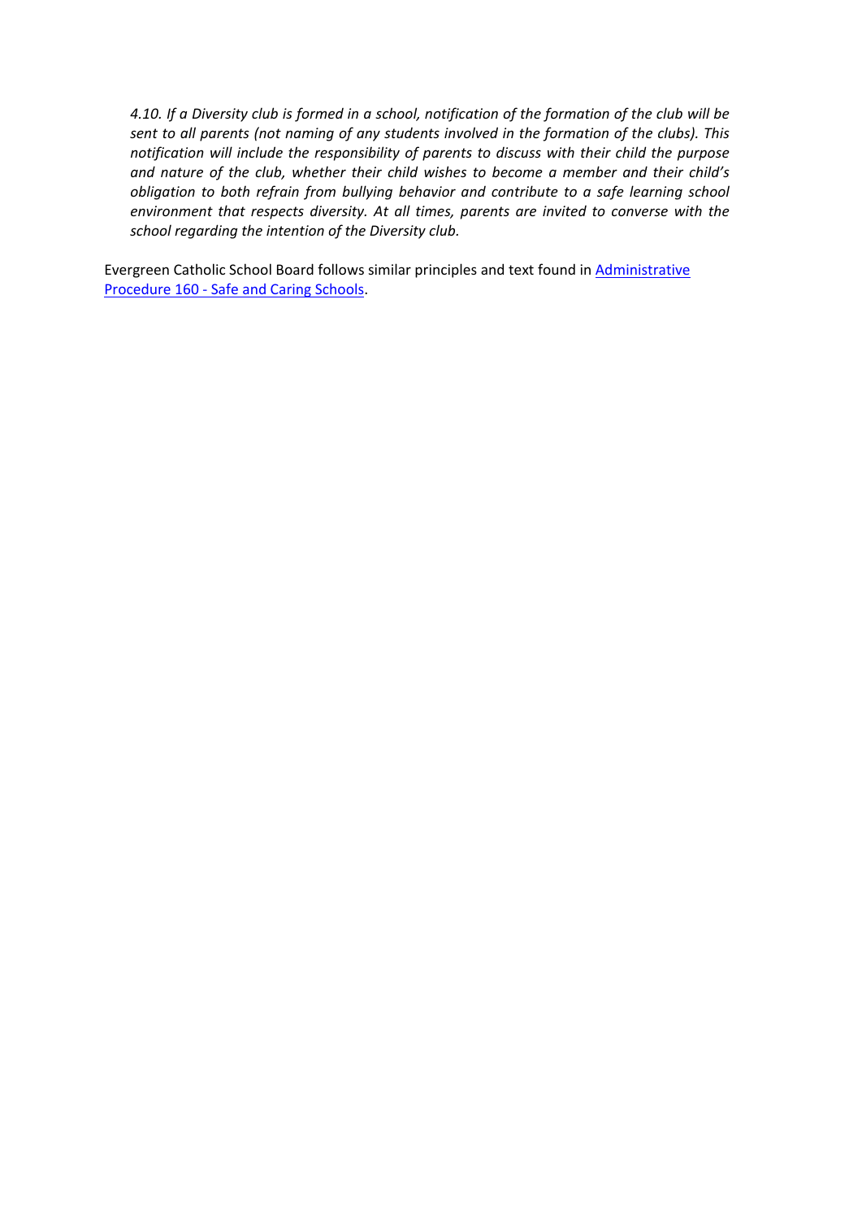*4.10. If a Diversity club is formed in a school, notification of the formation of the club will be sent to all parents (not naming of any students involved in the formation of the clubs). This notification will include the responsibility of parents to discuss with their child the purpose and nature of the club, whether their child wishes to become a member and their child's obligation to both refrain from bullying behavior and contribute to a safe learning school environment that respects diversity. At all times, parents are invited to converse with the school regarding the intention of the Diversity club.*

Evergreen Catholic School Board follows similar principles and text found in Administrative Procedure 160 - Safe and Caring Schools.